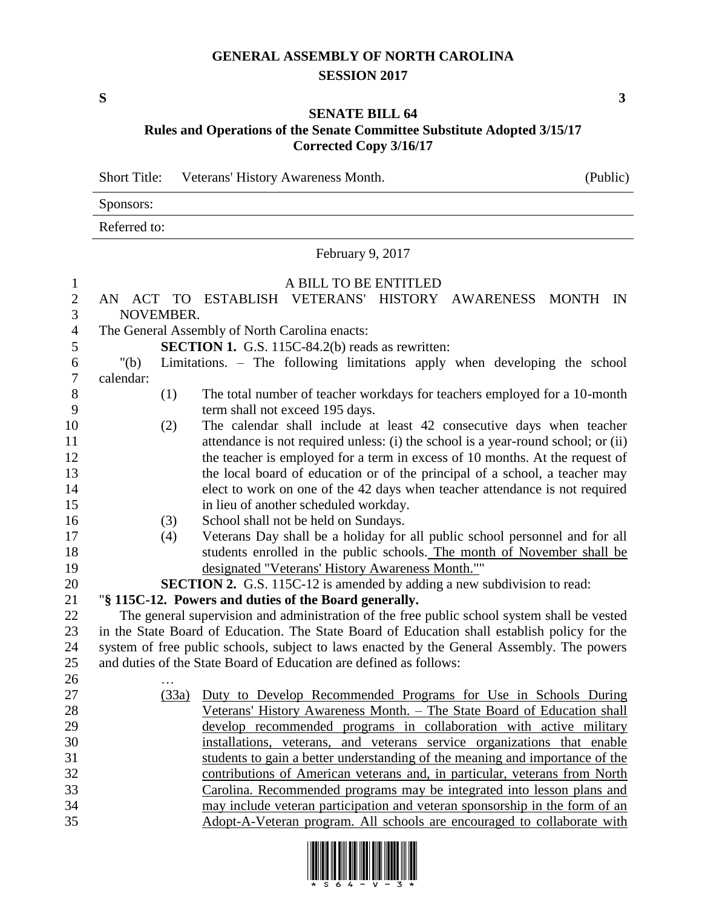# GENERAL ASSEMBLY OF NORTH CAROLINA
## SESSION 2017

**S** **3**

## SENATE BILL 64
### Rules and Operations of the Senate Committee Substitute Adopted 3/15/17
### Corrected Copy 3/16/17

Short Title: Veterans' History Awareness Month. (Public)

Sponsors:

Referred to:

February 9, 2017

A BILL TO BE ENTITLED

AN ACT TO ESTABLISH VETERANS' HISTORY AWARENESS MONTH IN NOVEMBER.

The General Assembly of North Carolina enacts:

**SECTION 1.** G.S. 115C-84.2(b) reads as rewritten:

"(b) Limitations. – The following limitations apply when developing the school calendar:

(1) The total number of teacher workdays for teachers employed for a 10-month term shall not exceed 195 days.

(2) The calendar shall include at least 42 consecutive days when teacher attendance is not required unless: (i) the school is a year-round school; or (ii) the teacher is employed for a term in excess of 10 months. At the request of the local board of education or of the principal of a school, a teacher may elect to work on one of the 42 days when teacher attendance is not required in lieu of another scheduled workday.

(3) School shall not be held on Sundays.

(4) Veterans Day shall be a holiday for all public school personnel and for all students enrolled in the public schools. <u>The month of November shall be designated "Veterans' History Awareness Month."</u>"

**SECTION 2.** G.S. 115C-12 is amended by adding a new subdivision to read:

"**§ 115C-12. Powers and duties of the Board generally.**

The general supervision and administration of the free public school system shall be vested in the State Board of Education. The State Board of Education shall establish policy for the system of free public schools, subject to laws enacted by the General Assembly. The powers and duties of the State Board of Education are defined as follows:

…

<u>(33a) Duty to Develop Recommended Programs for Use in Schools During Veterans' History Awareness Month. – The State Board of Education shall develop recommended programs in collaboration with active military installations, veterans, and veterans service organizations that enable students to gain a better understanding of the meaning and importance of the contributions of American veterans and, in particular, veterans from North Carolina. Recommended programs may be integrated into lesson plans and may include veteran participation and veteran sponsorship in the form of an Adopt-A-Veteran program. All schools are encouraged to collaborate with</u>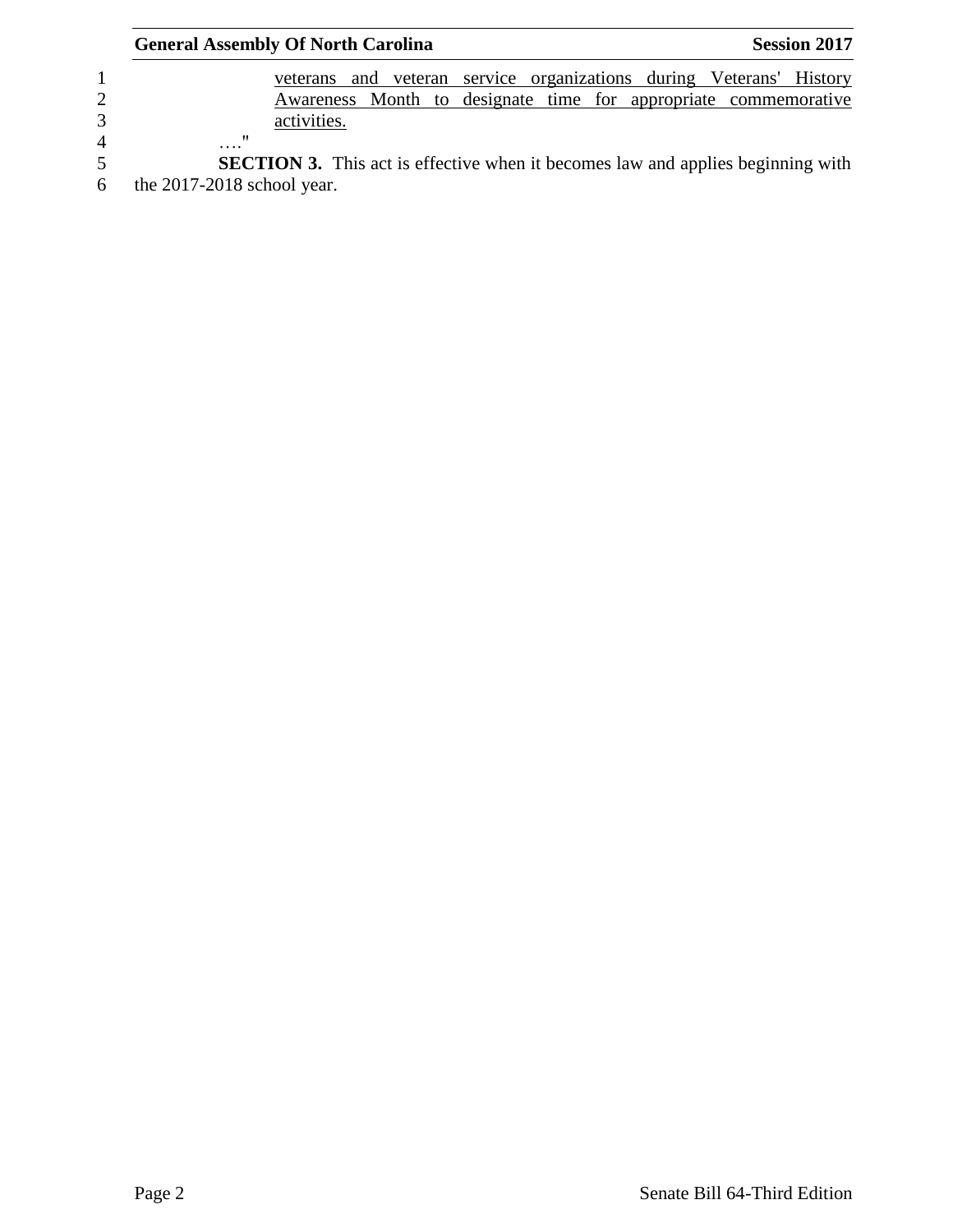<u>veterans and veteran service organizations during Veterans' History Awareness Month to designate time for appropriate commemorative activities.</u>

…."

**SECTION 3.** This act is effective when it becomes law and applies beginning with the 2017-2018 school year.